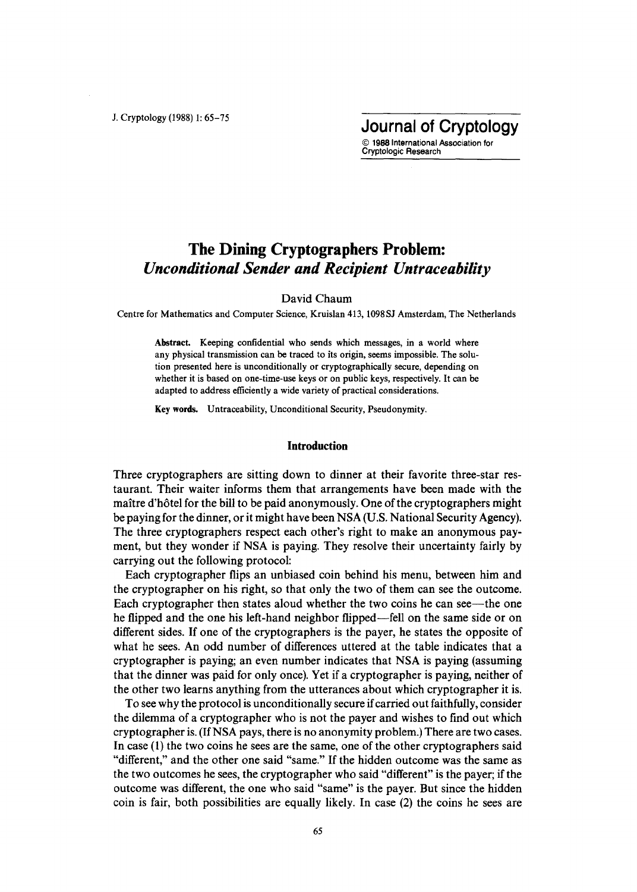# The Dining Cryptographers Problem: *Unconditional Sender and Recipient Untraceability*

David Chaum

Centre for Mathematics and Computer Science, Kruislan 413, 1098SJ Amsterdam, The Netherlands

**Abstract.** Keeping confidential who sends which messages, in a world where any physical transmission can be traced to its origin, seems impossible. The solution presented here is unconditionally or cryptographically secure, depending on whether it is based on one-time-use keys or on public keys, respectively. It can be adapted to address efficiently a wide variety of practical considerations.

**Key words.** Untraceability, Unconditional Security, Pseudonymity.

## Introduction

Three cryptographers are sitting down to dinner at their favorite three-star restaurant. Their waiter informs them that arrangements have been made with the maître d'hôtel for the bill to be paid anonymously. One of the cryptographers might be paying for the dinner, or it might have been NSA (U.S. National Security Agency). The three cryptographers respect each other's right to make an anonymous payment, but they wonder if NSA is paying. They resolve their uncertainty fairly by carrying out the following protocol:

Each cryptographer flips an unbiased coin behind his menu, between him and the cryptographer on his right, so that only the two of them can see the outcome. Each cryptographer then states aloud whether the two coins he can see—the one he flipped and the one his left-hand neighbor flipped—fell on the same side or on different sides. If one of the cryptographers is the payer, he states the opposite of what he sees. An odd number of differences uttered at the table indicates that a cryptographer is paying; an even number indicates that NSA is paying (assuming that the dinner was paid for only once). Yet if a cryptographer is paying, neither of the other two learns anything from the utterances about which cryptographer it is.

To see why the protocol is unconditionally secure if carried out faithfully, consider the dilemma of a cryptographer who is not the payer and wishes to find out which cryptographer is. (If NSA pays, there is no anonymity problem.) There are two cases. In case (1) the two coins he sees are the same, one of the other cryptographers said "different," and the other one said "same." If the hidden outcome was the same as the two outcomes he sees, the cryptographer who said "different" is the payer; if the outcome was different, the one who said "same" is the payer. But since the hidden coin is fair, both possibilities are equally likely. In case (2) the coins he sees are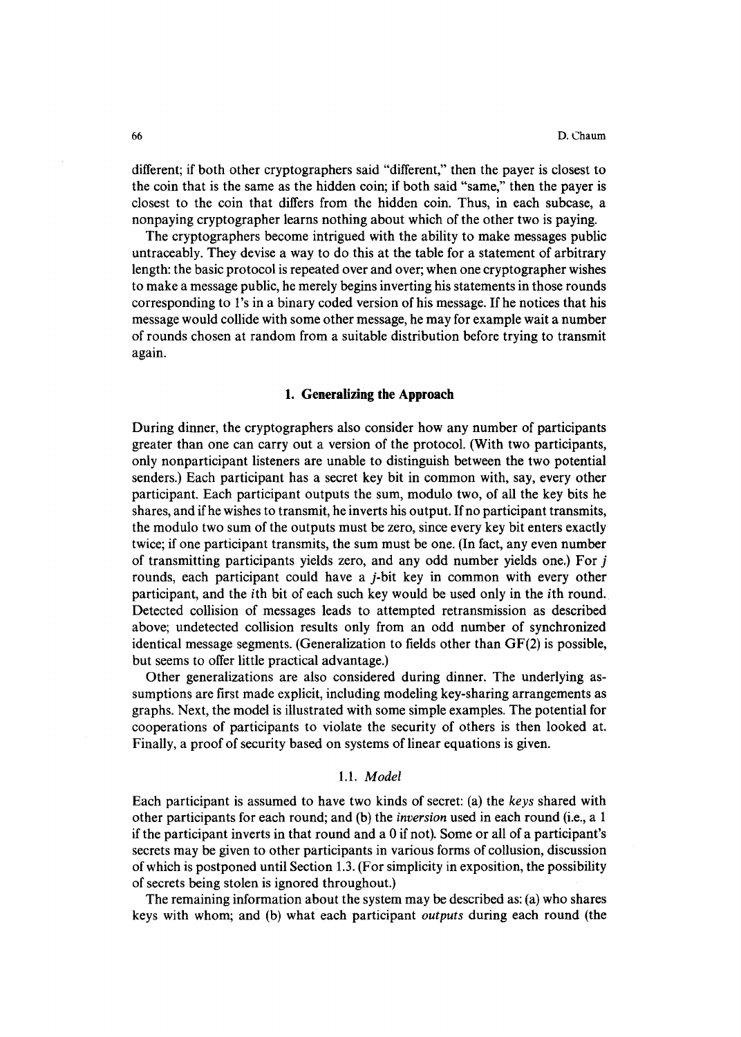different; if both other cryptographers said "different," then the payer is closest to the coin that is the same as the hidden coin; if both said "same," then the payer is closest to the coin that differs from the hidden coin. Thus, in each subcase, a nonpaying cryptographer learns nothing about which of the other two is paying.

The cryptographers become intrigued with the ability to make messages public untraceably. They devise a way to do this at the table for a statement of arbitrary length: the basic protocol is repeated over and over; when one cryptographer wishes to make a message public, he merely begins inverting his statements in those rounds corresponding to 1's in a binary coded version of his message. If he notices that his message would collide with some other message, he may for example wait a number of rounds chosen at random from a suitable distribution before trying to transmit again.

## 1. Generalizing the Approach

During dinner, the cryptographers also consider how any number of participants greater than one can carry out a version of the protocol. (With two participants, only nonparticipant listeners are unable to distinguish between the two potential senders.) Each participant has a secret key bit in common with, say, every other participant. Each participant outputs the sum, modulo two, of all the key bits he shares, and if he wishes to transmit, he inverts his output. If no participant transmits, the modulo two sum of the outputs must be zero, since every key bit enters exactly twice; if one participant transmits, the sum must be one. (In fact, any even number of transmitting participants yields zero, and any odd number yields one.) For $j$ rounds, each participant could have a $j$-bit key in common with every other participant, and the $i$th bit of each such key would be used only in the $i$th round. Detected collision of messages leads to attempted retransmission as described above; undetected collision results only from an odd number of synchronized identical message segments. (Generalization to fields other than GF(2) is possible, but seems to offer little practical advantage.)

Other generalizations are also considered during dinner. The underlying assumptions are first made explicit, including modeling key-sharing arrangements as graphs. Next, the model is illustrated with some simple examples. The potential for cooperations of participants to violate the security of others is then looked at. Finally, a proof of security based on systems of linear equations is given.

### 1.1. *Model*

Each participant is assumed to have two kinds of secret: (a) the *keys* shared with other participants for each round; and (b) the *inversion* used in each round (i.e., a 1 if the participant inverts in that round and a 0 if not). Some or all of a participant's secrets may be given to other participants in various forms of collusion, discussion of which is postponed until Section 1.3. (For simplicity in exposition, the possibility of secrets being stolen is ignored throughout.)

The remaining information about the system may be described as: (a) who shares keys with whom; and (b) what each participant *outputs* during each round (the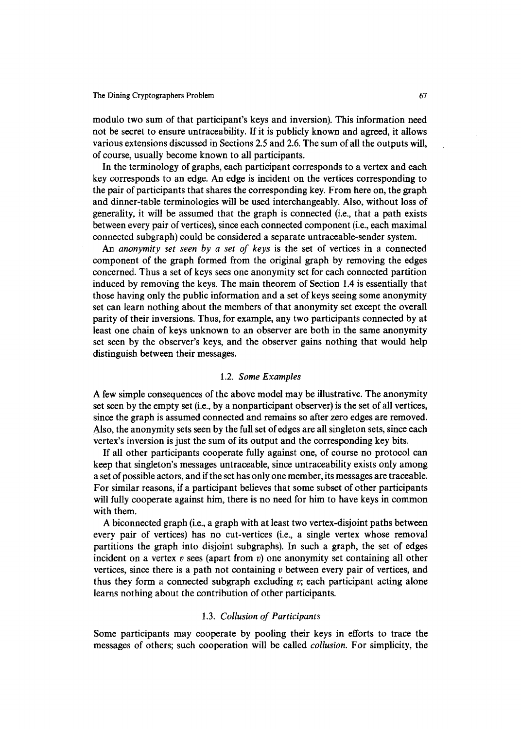modulo two sum of that participant's keys and inversion). This information need not be secret to ensure untraceability. If it is publicly known and agreed, it allows various extensions discussed in Sections 2.5 and 2.6. The sum of all the outputs will, of course, usually become known to all participants.

In the terminology of graphs, each participant corresponds to a vertex and each key corresponds to an edge. An edge is incident on the vertices corresponding to the pair of participants that shares the corresponding key. From here on, the graph and dinner-table terminologies will be used interchangeably. Also, without loss of generality, it will be assumed that the graph is connected (i.e., that a path exists between every pair of vertices), since each connected component (i.e., each maximal connected subgraph) could be considered a separate untraceable-sender system.

An *anonymity set seen by a set of keys* is the set of vertices in a connected component of the graph formed from the original graph by removing the edges concerned. Thus a set of keys sees one anonymity set for each connected partition induced by removing the keys. The main theorem of Section 1.4 is essentially that those having only the public information and a set of keys seeing some anonymity set can learn nothing about the members of that anonymity set except the overall parity of their inversions. Thus, for example, any two participants connected by at least one chain of keys unknown to an observer are both in the same anonymity set seen by the observer's keys, and the observer gains nothing that would help distinguish between their messages.

### 1.2. *Some Examples*

A few simple consequences of the above model may be illustrative. The anonymity set seen by the empty set (i.e., by a nonparticipant observer) is the set of all vertices, since the graph is assumed connected and remains so after zero edges are removed. Also, the anonymity sets seen by the full set of edges are all singleton sets, since each vertex's inversion is just the sum of its output and the corresponding key bits.

If all other participants cooperate fully against one, of course no protocol can keep that singleton's messages untraceable, since untraceability exists only among a set of possible actors, and if the set has only one member, its messages are traceable. For similar reasons, if a participant believes that some subset of other participants will fully cooperate against him, there is no need for him to have keys in common with them.

A biconnected graph (i.e., a graph with at least two vertex-disjoint paths between every pair of vertices) has no cut-vertices (i.e., a single vertex whose removal partitions the graph into disjoint subgraphs). In such a graph, the set of edges incident on a vertex $v$ sees (apart from $v$) one anonymity set containing all other vertices, since there is a path not containing $v$ between every pair of vertices, and thus they form a connected subgraph excluding $v$; each participant acting alone learns nothing about the contribution of other participants.

### 1.3. *Collusion of Participants*

Some participants may cooperate by pooling their keys in efforts to trace the messages of others; such cooperation will be called *collusion*. For simplicity, the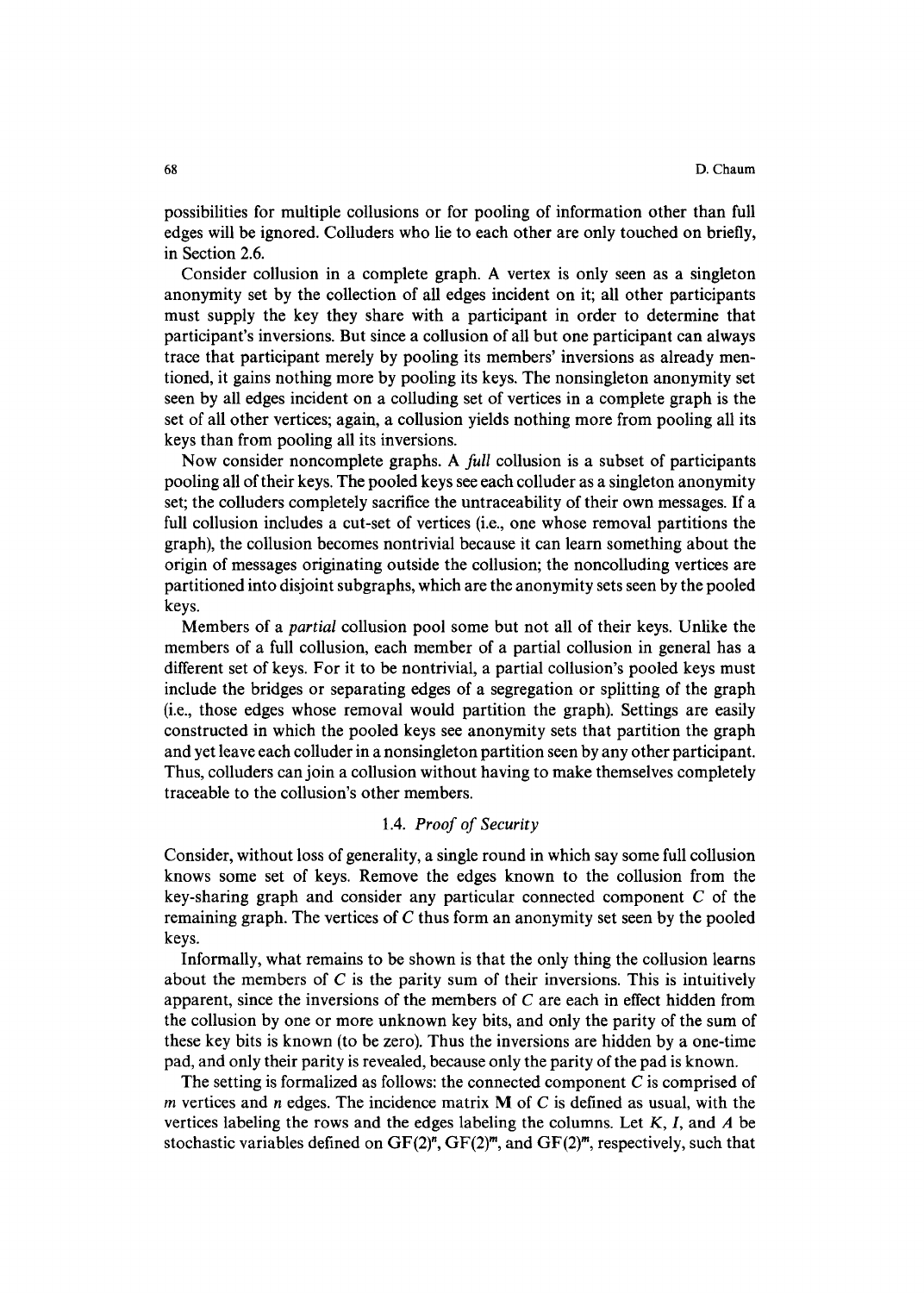possibilities for multiple collusions or for pooling of information other than full edges will be ignored. Colluders who lie to each other are only touched on briefly, in Section 2.6.

Consider collusion in a complete graph. A vertex is only seen as a singleton anonymity set by the collection of all edges incident on it; all other participants must supply the key they share with a participant in order to determine that participant's inversions. But since a collusion of all but one participant can always trace that participant merely by pooling its members' inversions as already mentioned, it gains nothing more by pooling its keys. The nonsingleton anonymity set seen by all edges incident on a colluding set of vertices in a complete graph is the set of all other vertices; again, a collusion yields nothing more from pooling all its keys than from pooling all its inversions.

Now consider noncomplete graphs. A *full* collusion is a subset of participants pooling all of their keys. The pooled keys see each colluder as a singleton anonymity set; the colluders completely sacrifice the untraceability of their own messages. If a full collusion includes a cut-set of vertices (i.e., one whose removal partitions the graph), the collusion becomes nontrivial because it can learn something about the origin of messages originating outside the collusion; the noncolluding vertices are partitioned into disjoint subgraphs, which are the anonymity sets seen by the pooled keys.

Members of a *partial* collusion pool some but not all of their keys. Unlike the members of a full collusion, each member of a partial collusion in general has a different set of keys. For it to be nontrivial, a partial collusion's pooled keys must include the bridges or separating edges of a segregation or splitting of the graph (i.e., those edges whose removal would partition the graph). Settings are easily constructed in which the pooled keys see anonymity sets that partition the graph and yet leave each colluder in a nonsingleton partition seen by any other participant. Thus, colluders can join a collusion without having to make themselves completely traceable to the collusion's other members.

### 1.4. *Proof of Security*

Consider, without loss of generality, a single round in which say some full collusion knows some set of keys. Remove the edges known to the collusion from the key-sharing graph and consider any particular connected component $C$ of the remaining graph. The vertices of $C$ thus form an anonymity set seen by the pooled keys.

Informally, what remains to be shown is that the only thing the collusion learns about the members of $C$ is the parity sum of their inversions. This is intuitively apparent, since the inversions of the members of $C$ are each in effect hidden from the collusion by one or more unknown key bits, and only the parity of the sum of these key bits is known (to be zero). Thus the inversions are hidden by a one-time pad, and only their parity is revealed, because only the parity of the pad is known.

The setting is formalized as follows: the connected component $C$ is comprised of $m$ vertices and $n$ edges. The incidence matrix $\mathbf{M}$ of $C$ is defined as usual, with the vertices labeling the rows and the edges labeling the columns. Let $K$, $I$, and $A$ be stochastic variables defined on $GF(2)^n$, $GF(2)^m$, and $GF(2)^m$, respectively, such that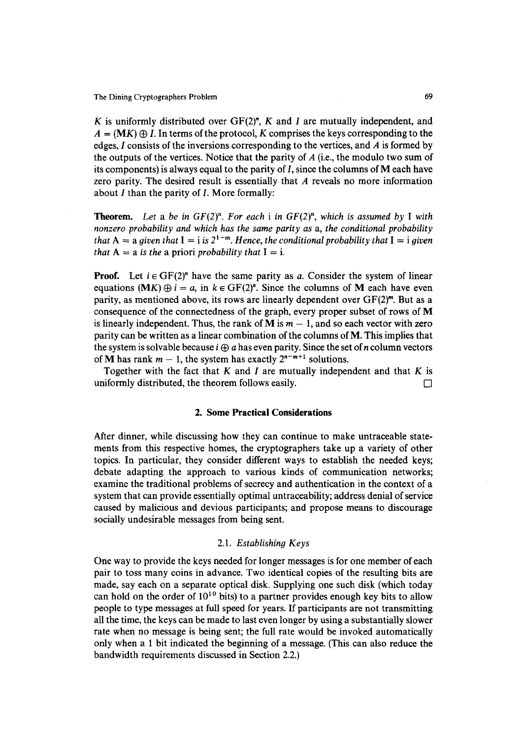$K$ is uniformly distributed over $GF(2)^n$, $K$ and $I$ are mutually independent, and $A = (\mathbf{M}K) \oplus I$. In terms of the protocol, $K$ comprises the keys corresponding to the edges, $I$ consists of the inversions corresponding to the vertices, and $A$ is formed by the outputs of the vertices. Notice that the parity of $A$ (i.e., the modulo two sum of its components) is always equal to the parity of $I$, since the columns of $\mathbf{M}$ each have zero parity. The desired result is essentially that $A$ reveals no more information about $I$ than the parity of $I$. More formally:

**Theorem.** *Let* a *be in* $GF(2)^n$. *For each* i *in* $GF(2)^n$, *which is assumed by* I *with nonzero probability and which has the same parity as* a, *the conditional probability that* $A = a$ *given that* $I = i$ *is* $2^{1-m}$. *Hence, the conditional probability that* $I = i$ *given that* $A = a$ *is the* a priori *probability that* $I = i$.

**Proof.** Let $i \in GF(2)^n$ have the same parity as $a$. Consider the system of linear equations $(\mathbf{M}K) \oplus i = a$, in $k \in GF(2)^n$. Since the columns of $\mathbf{M}$ each have even parity, as mentioned above, its rows are linearly dependent over $GF(2)^m$. But as a consequence of the connectedness of the graph, every proper subset of rows of $\mathbf{M}$ is linearly independent. Thus, the rank of $\mathbf{M}$ is $m - 1$, and so each vector with zero parity can be written as a linear combination of the columns of $\mathbf{M}$. This implies that the system is solvable because $i \oplus a$ has even parity. Since the set of $n$ column vectors of $\mathbf{M}$ has rank $m - 1$, the system has exactly $2^{n-m+1}$ solutions.

Together with the fact that $K$ and $I$ are mutually independent and that $K$ is uniformly distributed, the theorem follows easily. □

## 2. Some Practical Considerations

After dinner, while discussing how they can continue to make untraceable statements from this respective homes, the cryptographers take up a variety of other topics. In particular, they consider different ways to establish the needed keys; debate adapting the approach to various kinds of communication networks; examine the traditional problems of secrecy and authentication in the context of a system that can provide essentially optimal untraceability; address denial of service caused by malicious and devious participants; and propose means to discourage socially undesirable messages from being sent.

### 2.1. *Establishing Keys*

One way to provide the keys needed for longer messages is for one member of each pair to toss many coins in advance. Two identical copies of the resulting bits are made, say each on a separate optical disk. Supplying one such disk (which today can hold on the order of $10^{10}$ bits) to a partner provides enough key bits to allow people to type messages at full speed for years. If participants are not transmitting all the time, the keys can be made to last even longer by using a substantially slower rate when no message is being sent; the full rate would be invoked automatically only when a 1 bit indicated the beginning of a message. (This can also reduce the bandwidth requirements discussed in Section 2.2.)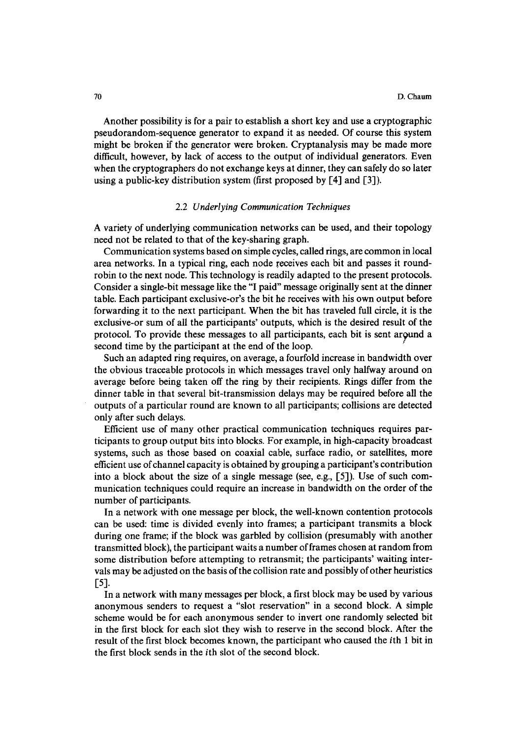Another possibility is for a pair to establish a short key and use a cryptographic pseudorandom-sequence generator to expand it as needed. Of course this system might be broken if the generator were broken. Cryptanalysis may be made more difficult, however, by lack of access to the output of individual generators. Even when the cryptographers do not exchange keys at dinner, they can safely do so later using a public-key distribution system (first proposed by [4] and [3]).

### 2.2 *Underlying Communication Techniques*

A variety of underlying communication networks can be used, and their topology need not be related to that of the key-sharing graph.

Communication systems based on simple cycles, called rings, are common in local area networks. In a typical ring, each node receives each bit and passes it round-robin to the next node. This technology is readily adapted to the present protocols. Consider a single-bit message like the "I paid" message originally sent at the dinner table. Each participant exclusive-or's the bit he receives with his own output before forwarding it to the next participant. When the bit has traveled full circle, it is the exclusive-or sum of all the participants' outputs, which is the desired result of the protocol. To provide these messages to all participants, each bit is sent around a second time by the participant at the end of the loop.

Such an adapted ring requires, on average, a fourfold increase in bandwidth over the obvious traceable protocols in which messages travel only halfway around on average before being taken off the ring by their recipients. Rings differ from the dinner table in that several bit-transmission delays may be required before all the outputs of a particular round are known to all participants; collisions are detected only after such delays.

Efficient use of many other practical communication techniques requires participants to group output bits into blocks. For example, in high-capacity broadcast systems, such as those based on coaxial cable, surface radio, or satellites, more efficient use of channel capacity is obtained by grouping a participant's contribution into a block about the size of a single message (see, e.g., [5]). Use of such communication techniques could require an increase in bandwidth on the order of the number of participants.

In a network with one message per block, the well-known contention protocols can be used: time is divided evenly into frames; a participant transmits a block during one frame; if the block was garbled by collision (presumably with another transmitted block), the participant waits a number of frames chosen at random from some distribution before attempting to retransmit; the participants' waiting intervals may be adjusted on the basis of the collision rate and possibly of other heuristics [5].

In a network with many messages per block, a first block may be used by various anonymous senders to request a "slot reservation" in a second block. A simple scheme would be for each anonymous sender to invert one randomly selected bit in the first block for each slot they wish to reserve in the second block. After the result of the first block becomes known, the participant who caused the $i$th 1 bit in the first block sends in the $i$th slot of the second block.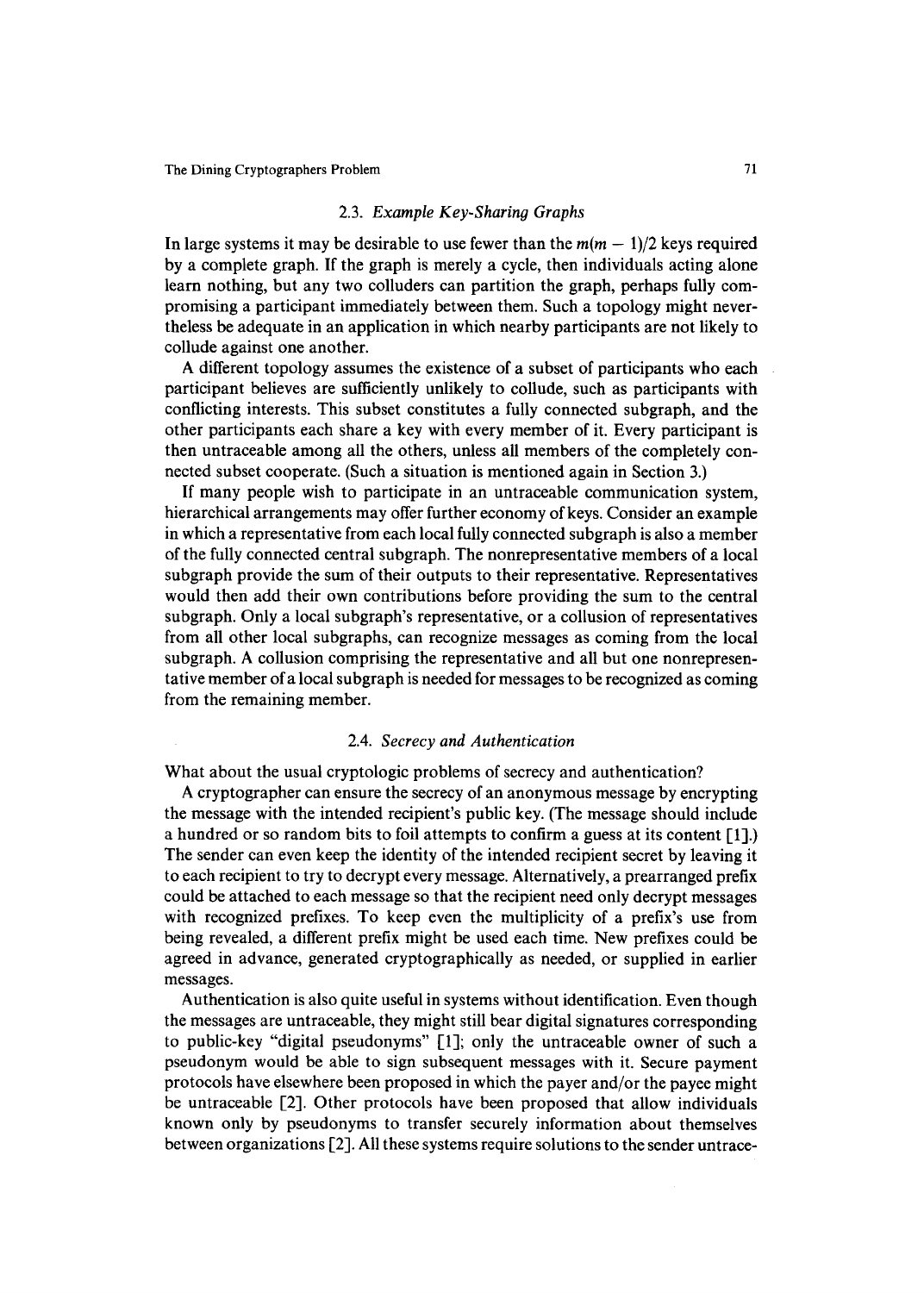### 2.3. *Example Key-Sharing Graphs*

In large systems it may be desirable to use fewer than the $m(m - 1)/2$ keys required by a complete graph. If the graph is merely a cycle, then individuals acting alone learn nothing, but any two colluders can partition the graph, perhaps fully compromising a participant immediately between them. Such a topology might nevertheless be adequate in an application in which nearby participants are not likely to collude against one another.

A different topology assumes the existence of a subset of participants who each participant believes are sufficiently unlikely to collude, such as participants with conflicting interests. This subset constitutes a fully connected subgraph, and the other participants each share a key with every member of it. Every participant is then untraceable among all the others, unless all members of the completely connected subset cooperate. (Such a situation is mentioned again in Section 3.)

If many people wish to participate in an untraceable communication system, hierarchical arrangements may offer further economy of keys. Consider an example in which a representative from each local fully connected subgraph is also a member of the fully connected central subgraph. The nonrepresentative members of a local subgraph provide the sum of their outputs to their representative. Representatives would then add their own contributions before providing the sum to the central subgraph. Only a local subgraph's representative, or a collusion of representatives from all other local subgraphs, can recognize messages as coming from the local subgraph. A collusion comprising the representative and all but one nonrepresentative member of a local subgraph is needed for messages to be recognized as coming from the remaining member.

### 2.4. *Secrecy and Authentication*

What about the usual cryptologic problems of secrecy and authentication?

A cryptographer can ensure the secrecy of an anonymous message by encrypting the message with the intended recipient's public key. (The message should include a hundred or so random bits to foil attempts to confirm a guess at its content [1].) The sender can even keep the identity of the intended recipient secret by leaving it to each recipient to try to decrypt every message. Alternatively, a prearranged prefix could be attached to each message so that the recipient need only decrypt messages with recognized prefixes. To keep even the multiplicity of a prefix's use from being revealed, a different prefix might be used each time. New prefixes could be agreed in advance, generated cryptographically as needed, or supplied in earlier messages.

Authentication is also quite useful in systems without identification. Even though the messages are untraceable, they might still bear digital signatures corresponding to public-key "digital pseudonyms" [1]; only the untraceable owner of such a pseudonym would be able to sign subsequent messages with it. Secure payment protocols have elsewhere been proposed in which the payer and/or the payee might be untraceable [2]. Other protocols have been proposed that allow individuals known only by pseudonyms to transfer securely information about themselves between organizations [2]. All these systems require solutions to the sender untrace-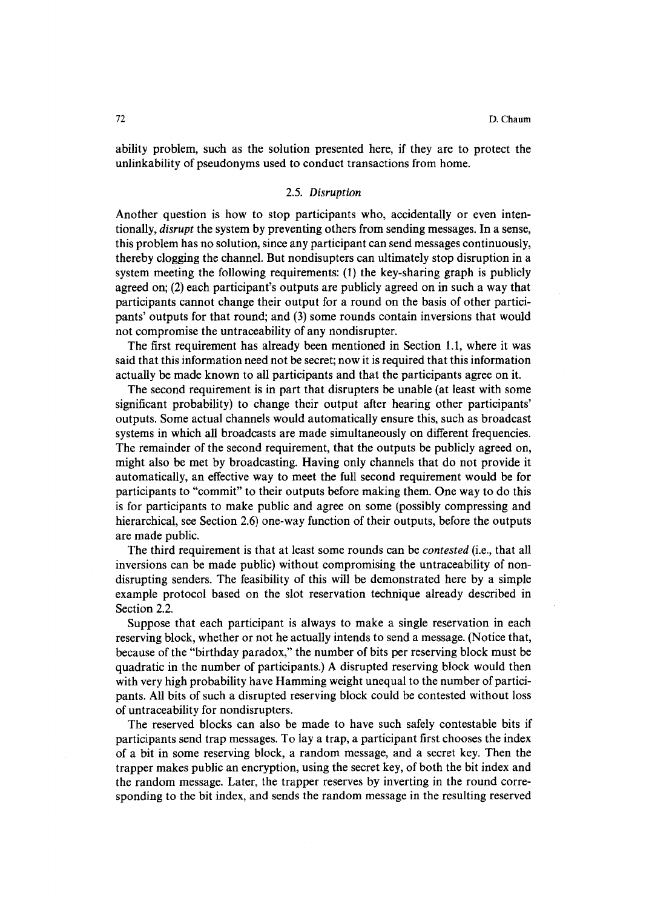ability problem, such as the solution presented here, if they are to protect the unlinkability of pseudonyms used to conduct transactions from home.

### 2.5. *Disruption*

Another question is how to stop participants who, accidentally or even intentionally, *disrupt* the system by preventing others from sending messages. In a sense, this problem has no solution, since any participant can send messages continuously, thereby clogging the channel. But nondisupters can ultimately stop disruption in a system meeting the following requirements: (1) the key-sharing graph is publicly agreed on; (2) each participant's outputs are publicly agreed on in such a way that participants cannot change their output for a round on the basis of other participants' outputs for that round; and (3) some rounds contain inversions that would not compromise the untraceability of any nondisrupter.

The first requirement has already been mentioned in Section 1.1, where it was said that this information need not be secret; now it is required that this information actually be made known to all participants and that the participants agree on it.

The second requirement is in part that disrupters be unable (at least with some significant probability) to change their output after hearing other participants' outputs. Some actual channels would automatically ensure this, such as broadcast systems in which all broadcasts are made simultaneously on different frequencies. The remainder of the second requirement, that the outputs be publicly agreed on, might also be met by broadcasting. Having only channels that do not provide it automatically, an effective way to meet the full second requirement would be for participants to "commit" to their outputs before making them. One way to do this is for participants to make public and agree on some (possibly compressing and hierarchical, see Section 2.6) one-way function of their outputs, before the outputs are made public.

The third requirement is that at least some rounds can be *contested* (i.e., that all inversions can be made public) without compromising the untraceability of non-disrupting senders. The feasibility of this will be demonstrated here by a simple example protocol based on the slot reservation technique already described in Section 2.2.

Suppose that each participant is always to make a single reservation in each reserving block, whether or not he actually intends to send a message. (Notice that, because of the "birthday paradox," the number of bits per reserving block must be quadratic in the number of participants.) A disrupted reserving block would then with very high probability have Hamming weight unequal to the number of participants. All bits of such a disrupted reserving block could be contested without loss of untraceability for nondisrupters.

The reserved blocks can also be made to have such safely contestable bits if participants send trap messages. To lay a trap, a participant first chooses the index of a bit in some reserving block, a random message, and a secret key. Then the trapper makes public an encryption, using the secret key, of both the bit index and the random message. Later, the trapper reserves by inverting in the round corresponding to the bit index, and sends the random message in the resulting reserved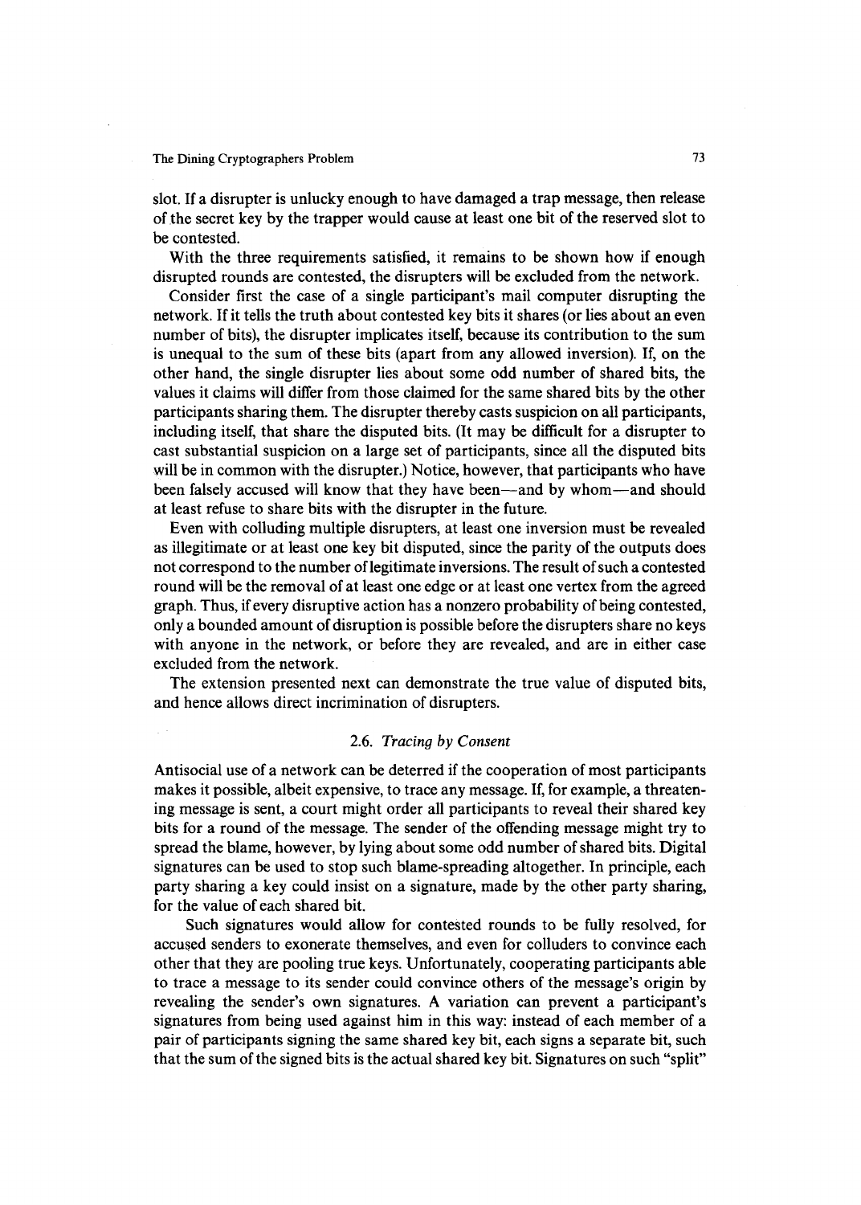slot. If a disrupter is unlucky enough to have damaged a trap message, then release of the secret key by the trapper would cause at least one bit of the reserved slot to be contested.

With the three requirements satisfied, it remains to be shown how if enough disrupted rounds are contested, the disrupters will be excluded from the network.

Consider first the case of a single participant's mail computer disrupting the network. If it tells the truth about contested key bits it shares (or lies about an even number of bits), the disrupter implicates itself, because its contribution to the sum is unequal to the sum of these bits (apart from any allowed inversion). If, on the other hand, the single disrupter lies about some odd number of shared bits, the values it claims will differ from those claimed for the same shared bits by the other participants sharing them. The disrupter thereby casts suspicion on all participants, including itself, that share the disputed bits. (It may be difficult for a disrupter to cast substantial suspicion on a large set of participants, since all the disputed bits will be in common with the disrupter.) Notice, however, that participants who have been falsely accused will know that they have been—and by whom—and should at least refuse to share bits with the disrupter in the future.

Even with colluding multiple disrupters, at least one inversion must be revealed as illegitimate or at least one key bit disputed, since the parity of the outputs does not correspond to the number of legitimate inversions. The result of such a contested round will be the removal of at least one edge or at least one vertex from the agreed graph. Thus, if every disruptive action has a nonzero probability of being contested, only a bounded amount of disruption is possible before the disrupters share no keys with anyone in the network, or before they are revealed, and are in either case excluded from the network.

The extension presented next can demonstrate the true value of disputed bits, and hence allows direct incrimination of disrupters.

### 2.6. *Tracing by Consent*

Antisocial use of a network can be deterred if the cooperation of most participants makes it possible, albeit expensive, to trace any message. If, for example, a threatening message is sent, a court might order all participants to reveal their shared key bits for a round of the message. The sender of the offending message might try to spread the blame, however, by lying about some odd number of shared bits. Digital signatures can be used to stop such blame-spreading altogether. In principle, each party sharing a key could insist on a signature, made by the other party sharing, for the value of each shared bit.

Such signatures would allow for contested rounds to be fully resolved, for accused senders to exonerate themselves, and even for colluders to convince each other that they are pooling true keys. Unfortunately, cooperating participants able to trace a message to its sender could convince others of the message's origin by revealing the sender's own signatures. A variation can prevent a participant's signatures from being used against him in this way: instead of each member of a pair of participants signing the same shared key bit, each signs a separate bit, such that the sum of the signed bits is the actual shared key bit. Signatures on such "split"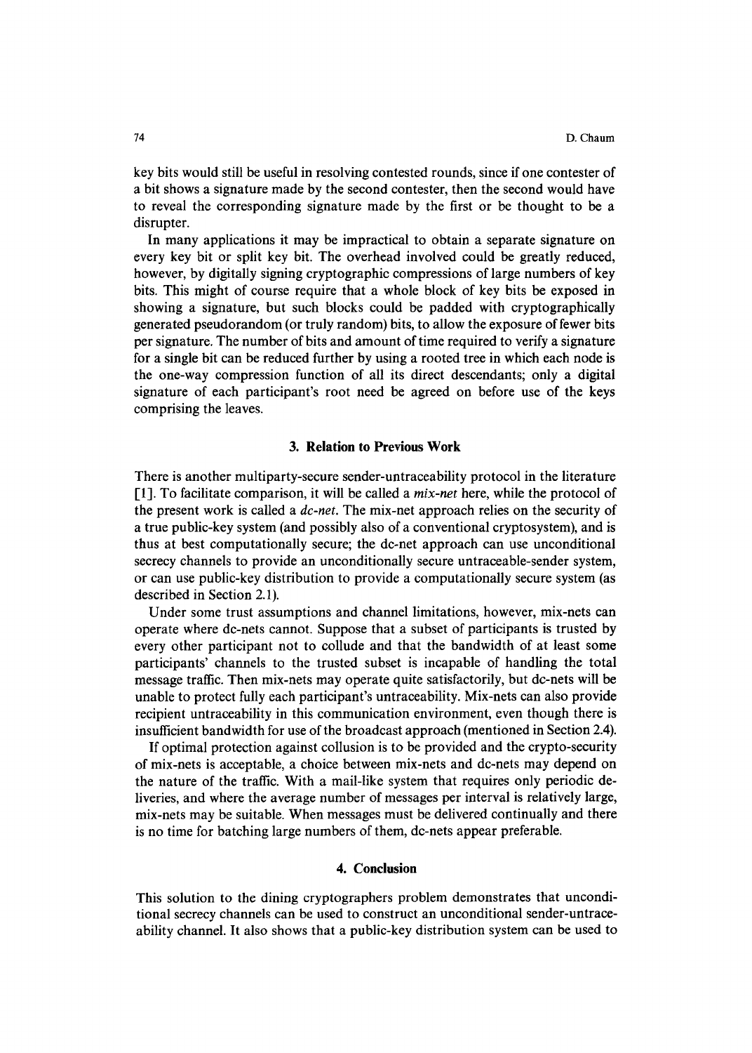key bits would still be useful in resolving contested rounds, since if one contester of a bit shows a signature made by the second contester, then the second would have to reveal the corresponding signature made by the first or be thought to be a disrupter.

In many applications it may be impractical to obtain a separate signature on every key bit or split key bit. The overhead involved could be greatly reduced, however, by digitally signing cryptographic compressions of large numbers of key bits. This might of course require that a whole block of key bits be exposed in showing a signature, but such blocks could be padded with cryptographically generated pseudorandom (or truly random) bits, to allow the exposure of fewer bits per signature. The number of bits and amount of time required to verify a signature for a single bit can be reduced further by using a rooted tree in which each node is the one-way compression function of all its direct descendants; only a digital signature of each participant's root need be agreed on before use of the keys comprising the leaves.

## 3. Relation to Previous Work

There is another multiparty-secure sender-untraceability protocol in the literature [1]. To facilitate comparison, it will be called a *mix-net* here, while the protocol of the present work is called a *dc-net*. The mix-net approach relies on the security of a true public-key system (and possibly also of a conventional cryptosystem), and is thus at best computationally secure; the dc-net approach can use unconditional secrecy channels to provide an unconditionally secure untraceable-sender system, or can use public-key distribution to provide a computationally secure system (as described in Section 2.1).

Under some trust assumptions and channel limitations, however, mix-nets can operate where dc-nets cannot. Suppose that a subset of participants is trusted by every other participant not to collude and that the bandwidth of at least some participants' channels to the trusted subset is incapable of handling the total message traffic. Then mix-nets may operate quite satisfactorily, but dc-nets will be unable to protect fully each participant's untraceability. Mix-nets can also provide recipient untraceability in this communication environment, even though there is insufficient bandwidth for use of the broadcast approach (mentioned in Section 2.4).

If optimal protection against collusion is to be provided and the crypto-security of mix-nets is acceptable, a choice between mix-nets and dc-nets may depend on the nature of the traffic. With a mail-like system that requires only periodic deliveries, and where the average number of messages per interval is relatively large, mix-nets may be suitable. When messages must be delivered continually and there is no time for batching large numbers of them, dc-nets appear preferable.

## 4. Conclusion

This solution to the dining cryptographers problem demonstrates that unconditional secrecy channels can be used to construct an unconditional sender-untraceability channel. It also shows that a public-key distribution system can be used to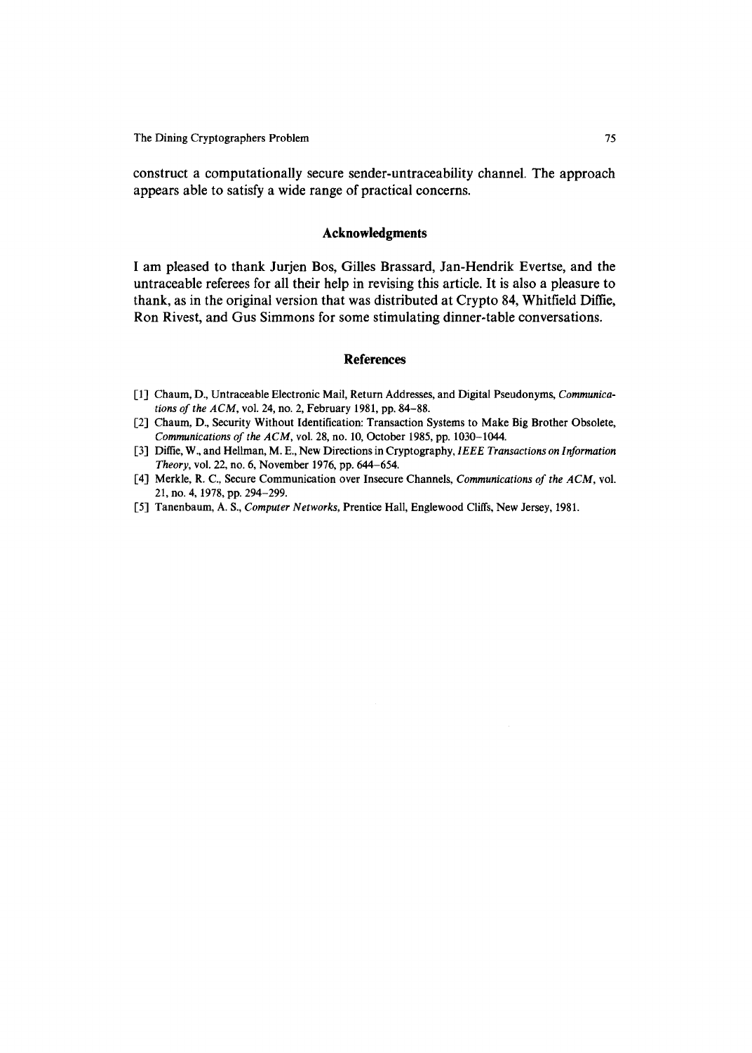construct a computationally secure sender-untraceability channel. The approach appears able to satisfy a wide range of practical concerns.

## Acknowledgments

I am pleased to thank Jurjen Bos, Gilles Brassard, Jan-Hendrik Evertse, and the untraceable referees for all their help in revising this article. It is also a pleasure to thank, as in the original version that was distributed at Crypto 84, Whitfield Diffie, Ron Rivest, and Gus Simmons for some stimulating dinner-table conversations.

## References

[1] Chaum, D., Untraceable Electronic Mail, Return Addresses, and Digital Pseudonyms, *Communications of the ACM*, vol. 24, no. 2, February 1981, pp. 84–88.

[2] Chaum, D., Security Without Identification: Transaction Systems to Make Big Brother Obsolete, *Communications of the ACM*, vol. 28, no. 10, October 1985, pp. 1030–1044.

[3] Diffie, W., and Hellman, M. E., New Directions in Cryptography, *IEEE Transactions on Information Theory*, vol. 22, no. 6, November 1976, pp. 644–654.

[4] Merkle, R. C., Secure Communication over Insecure Channels, *Communications of the ACM*, vol. 21, no. 4, 1978, pp. 294–299.

[5] Tanenbaum, A. S., *Computer Networks*, Prentice Hall, Englewood Cliffs, New Jersey, 1981.